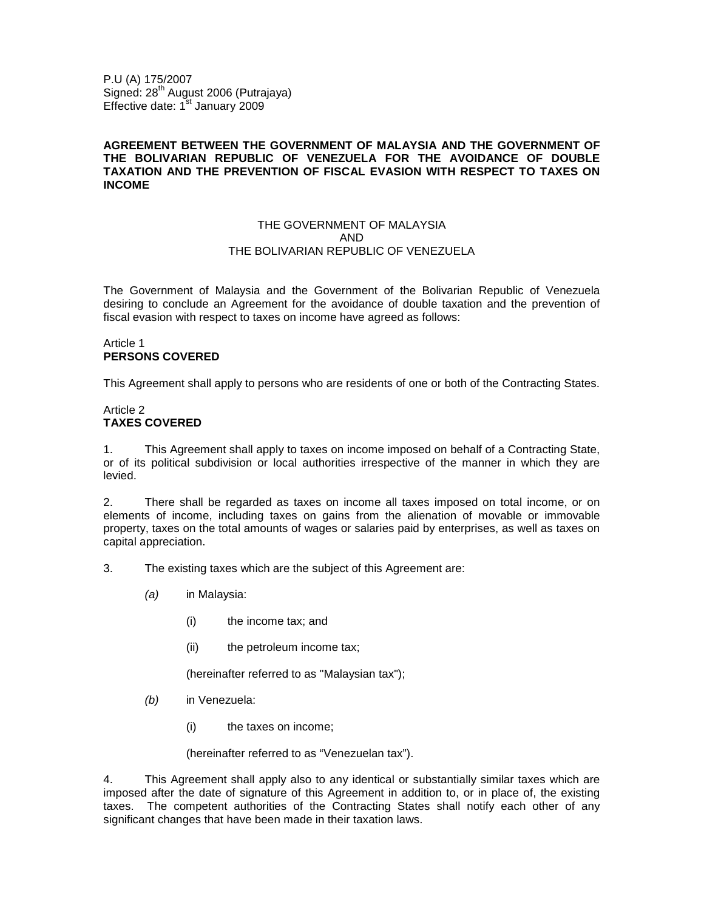P.U (A) 175/2007
Signed: 28th August 2006 (Putrajaya)
Effective date: 1st January 2009

**AGREEMENT BETWEEN THE GOVERNMENT OF MALAYSIA AND THE GOVERNMENT OF THE BOLIVARIAN REPUBLIC OF VENEZUELA FOR THE AVOIDANCE OF DOUBLE TAXATION AND THE PREVENTION OF FISCAL EVASION WITH RESPECT TO TAXES ON INCOME**

THE GOVERNMENT OF MALAYSIA
AND
THE BOLIVARIAN REPUBLIC OF VENEZUELA

The Government of Malaysia and the Government of the Bolivarian Republic of Venezuela desiring to conclude an Agreement for the avoidance of double taxation and the prevention of fiscal evasion with respect to taxes on income have agreed as follows:

Article 1
**PERSONS COVERED**

This Agreement shall apply to persons who are residents of one or both of the Contracting States.

Article 2
**TAXES COVERED**

1. This Agreement shall apply to taxes on income imposed on behalf of a Contracting State, or of its political subdivision or local authorities irrespective of the manner in which they are levied.

2. There shall be regarded as taxes on income all taxes imposed on total income, or on elements of income, including taxes on gains from the alienation of movable or immovable property, taxes on the total amounts of wages or salaries paid by enterprises, as well as taxes on capital appreciation.

3. The existing taxes which are the subject of this Agreement are:

*(a)* in Malaysia:

(i) the income tax; and

(ii) the petroleum income tax;

(hereinafter referred to as "Malaysian tax");

*(b)* in Venezuela:

(i) the taxes on income;

(hereinafter referred to as "Venezuelan tax").

4. This Agreement shall apply also to any identical or substantially similar taxes which are imposed after the date of signature of this Agreement in addition to, or in place of, the existing taxes. The competent authorities of the Contracting States shall notify each other of any significant changes that have been made in their taxation laws.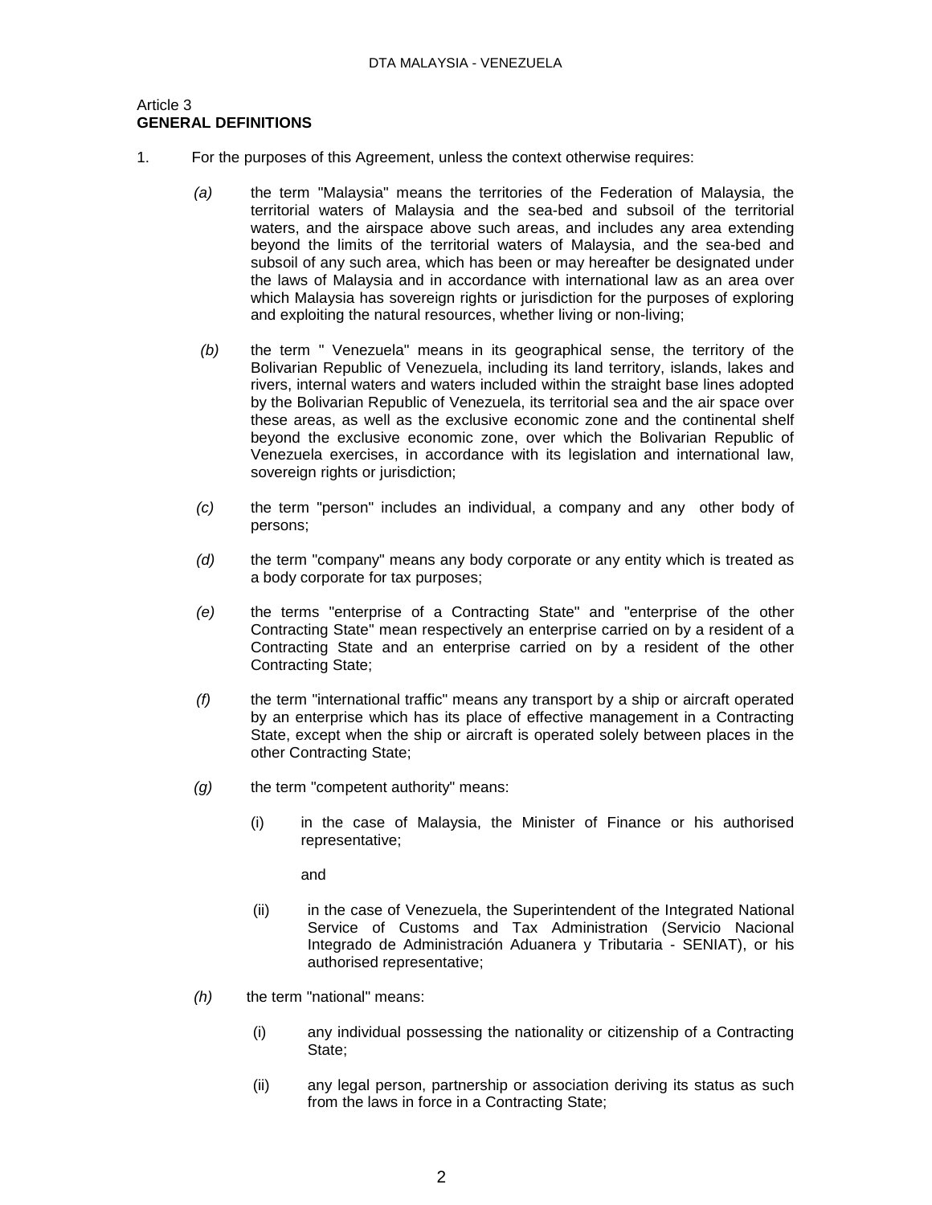Article 3
**GENERAL DEFINITIONS**

1. For the purposes of this Agreement, unless the context otherwise requires:

   *(a)* the term "Malaysia" means the territories of the Federation of Malaysia, the territorial waters of Malaysia and the sea-bed and subsoil of the territorial waters, and the airspace above such areas, and includes any area extending beyond the limits of the territorial waters of Malaysia, and the sea-bed and subsoil of any such area, which has been or may hereafter be designated under the laws of Malaysia and in accordance with international law as an area over which Malaysia has sovereign rights or jurisdiction for the purposes of exploring and exploiting the natural resources, whether living or non-living;

   *(b)* the term " Venezuela" means in its geographical sense, the territory of the Bolivarian Republic of Venezuela, including its land territory, islands, lakes and rivers, internal waters and waters included within the straight base lines adopted by the Bolivarian Republic of Venezuela, its territorial sea and the air space over these areas, as well as the exclusive economic zone and the continental shelf beyond the exclusive economic zone, over which the Bolivarian Republic of Venezuela exercises, in accordance with its legislation and international law, sovereign rights or jurisdiction;

   *(c)* the term "person" includes an individual, a company and any other body of persons;

   *(d)* the term "company" means any body corporate or any entity which is treated as a body corporate for tax purposes;

   *(e)* the terms "enterprise of a Contracting State" and "enterprise of the other Contracting State" mean respectively an enterprise carried on by a resident of a Contracting State and an enterprise carried on by a resident of the other Contracting State;

   *(f)* the term "international traffic" means any transport by a ship or aircraft operated by an enterprise which has its place of effective management in a Contracting State, except when the ship or aircraft is operated solely between places in the other Contracting State;

   *(g)* the term "competent authority" means:

      (i) in the case of Malaysia, the Minister of Finance or his authorised representative;

      and

      (ii) in the case of Venezuela, the Superintendent of the Integrated National Service of Customs and Tax Administration (Servicio Nacional Integrado de Administración Aduanera y Tributaria - SENIAT), or his authorised representative;

   *(h)* the term "national" means:

      (i) any individual possessing the nationality or citizenship of a Contracting State;

      (ii) any legal person, partnership or association deriving its status as such from the laws in force in a Contracting State;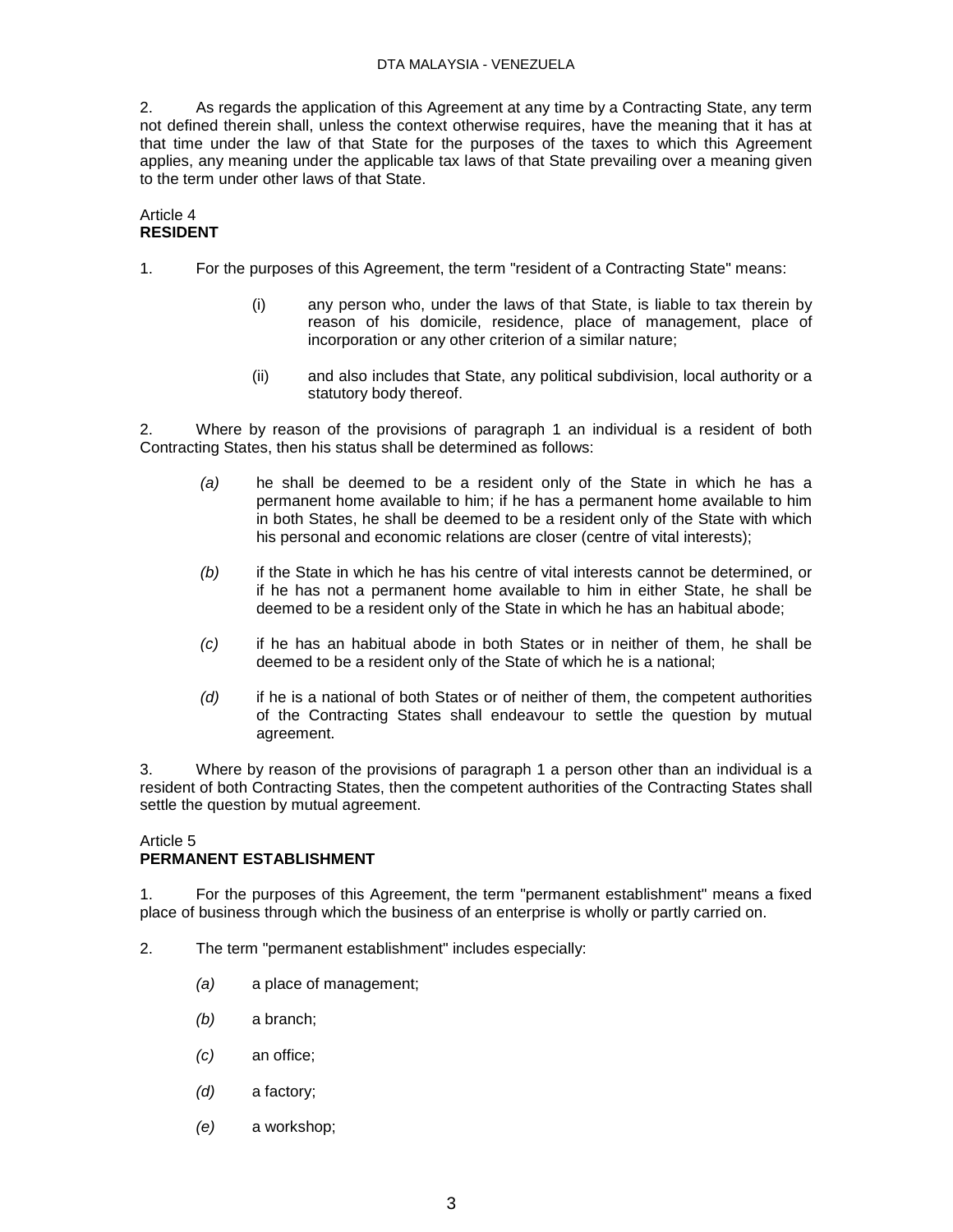2. As regards the application of this Agreement at any time by a Contracting State, any term not defined therein shall, unless the context otherwise requires, have the meaning that it has at that time under the law of that State for the purposes of the taxes to which this Agreement applies, any meaning under the applicable tax laws of that State prevailing over a meaning given to the term under other laws of that State.

Article 4
**RESIDENT**

1. For the purposes of this Agreement, the term "resident of a Contracting State" means:

   (i) any person who, under the laws of that State, is liable to tax therein by reason of his domicile, residence, place of management, place of incorporation or any other criterion of a similar nature;

   (ii) and also includes that State, any political subdivision, local authority or a statutory body thereof.

2. Where by reason of the provisions of paragraph 1 an individual is a resident of both Contracting States, then his status shall be determined as follows:

   *(a)* he shall be deemed to be a resident only of the State in which he has a permanent home available to him; if he has a permanent home available to him in both States, he shall be deemed to be a resident only of the State with which his personal and economic relations are closer (centre of vital interests);

   *(b)* if the State in which he has his centre of vital interests cannot be determined, or if he has not a permanent home available to him in either State, he shall be deemed to be a resident only of the State in which he has an habitual abode;

   *(c)* if he has an habitual abode in both States or in neither of them, he shall be deemed to be a resident only of the State of which he is a national;

   *(d)* if he is a national of both States or of neither of them, the competent authorities of the Contracting States shall endeavour to settle the question by mutual agreement.

3. Where by reason of the provisions of paragraph 1 a person other than an individual is a resident of both Contracting States, then the competent authorities of the Contracting States shall settle the question by mutual agreement.

Article 5
**PERMANENT ESTABLISHMENT**

1. For the purposes of this Agreement, the term "permanent establishment" means a fixed place of business through which the business of an enterprise is wholly or partly carried on.

2. The term "permanent establishment" includes especially:

   *(a)* a place of management;

   *(b)* a branch;

   *(c)* an office;

   *(d)* a factory;

   *(e)* a workshop;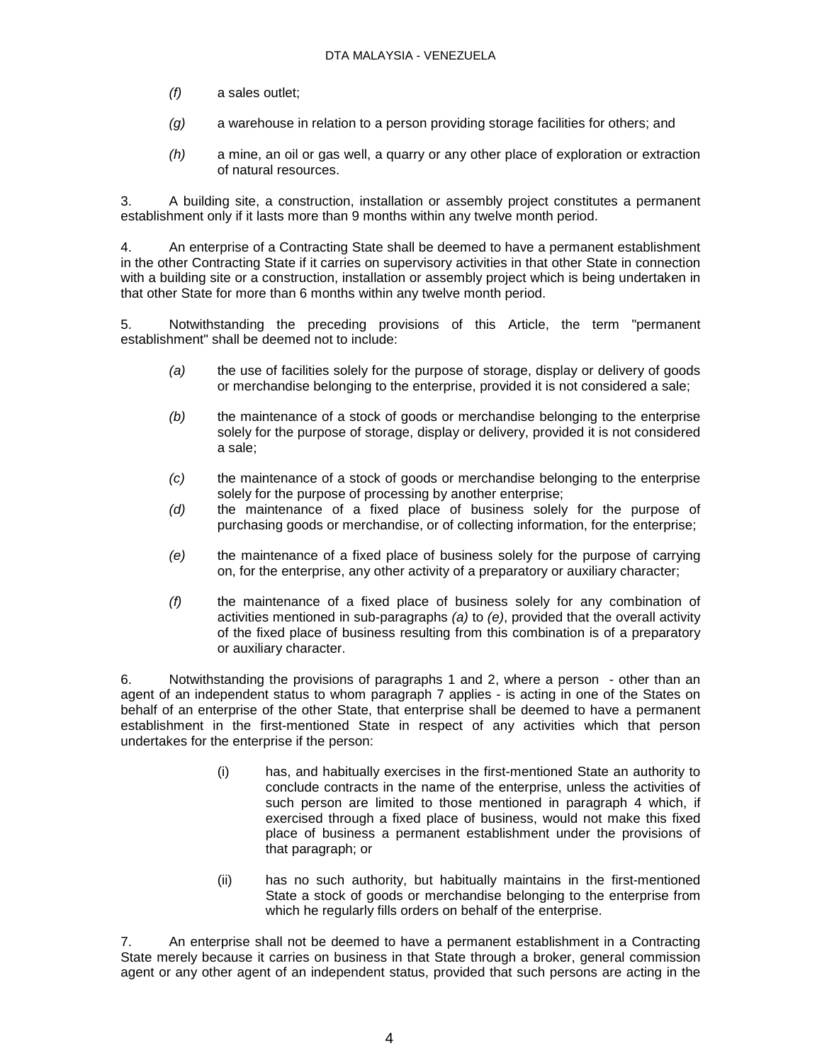*(f)* a sales outlet;

*(g)* a warehouse in relation to a person providing storage facilities for others; and

*(h)* a mine, an oil or gas well, a quarry or any other place of exploration or extraction of natural resources.

3. A building site, a construction, installation or assembly project constitutes a permanent establishment only if it lasts more than 9 months within any twelve month period.

4. An enterprise of a Contracting State shall be deemed to have a permanent establishment in the other Contracting State if it carries on supervisory activities in that other State in connection with a building site or a construction, installation or assembly project which is being undertaken in that other State for more than 6 months within any twelve month period.

5. Notwithstanding the preceding provisions of this Article, the term "permanent establishment" shall be deemed not to include:

*(a)* the use of facilities solely for the purpose of storage, display or delivery of goods or merchandise belonging to the enterprise, provided it is not considered a sale;

*(b)* the maintenance of a stock of goods or merchandise belonging to the enterprise solely for the purpose of storage, display or delivery, provided it is not considered a sale;

*(c)* the maintenance of a stock of goods or merchandise belonging to the enterprise solely for the purpose of processing by another enterprise;

*(d)* the maintenance of a fixed place of business solely for the purpose of purchasing goods or merchandise, or of collecting information, for the enterprise;

*(e)* the maintenance of a fixed place of business solely for the purpose of carrying on, for the enterprise, any other activity of a preparatory or auxiliary character;

*(f)* the maintenance of a fixed place of business solely for any combination of activities mentioned in sub-paragraphs *(a)* to *(e)*, provided that the overall activity of the fixed place of business resulting from this combination is of a preparatory or auxiliary character.

6. Notwithstanding the provisions of paragraphs 1 and 2, where a person - other than an agent of an independent status to whom paragraph 7 applies - is acting in one of the States on behalf of an enterprise of the other State, that enterprise shall be deemed to have a permanent establishment in the first-mentioned State in respect of any activities which that person undertakes for the enterprise if the person:

(i) has, and habitually exercises in the first-mentioned State an authority to conclude contracts in the name of the enterprise, unless the activities of such person are limited to those mentioned in paragraph 4 which, if exercised through a fixed place of business, would not make this fixed place of business a permanent establishment under the provisions of that paragraph; or

(ii) has no such authority, but habitually maintains in the first-mentioned State a stock of goods or merchandise belonging to the enterprise from which he regularly fills orders on behalf of the enterprise.

7. An enterprise shall not be deemed to have a permanent establishment in a Contracting State merely because it carries on business in that State through a broker, general commission agent or any other agent of an independent status, provided that such persons are acting in the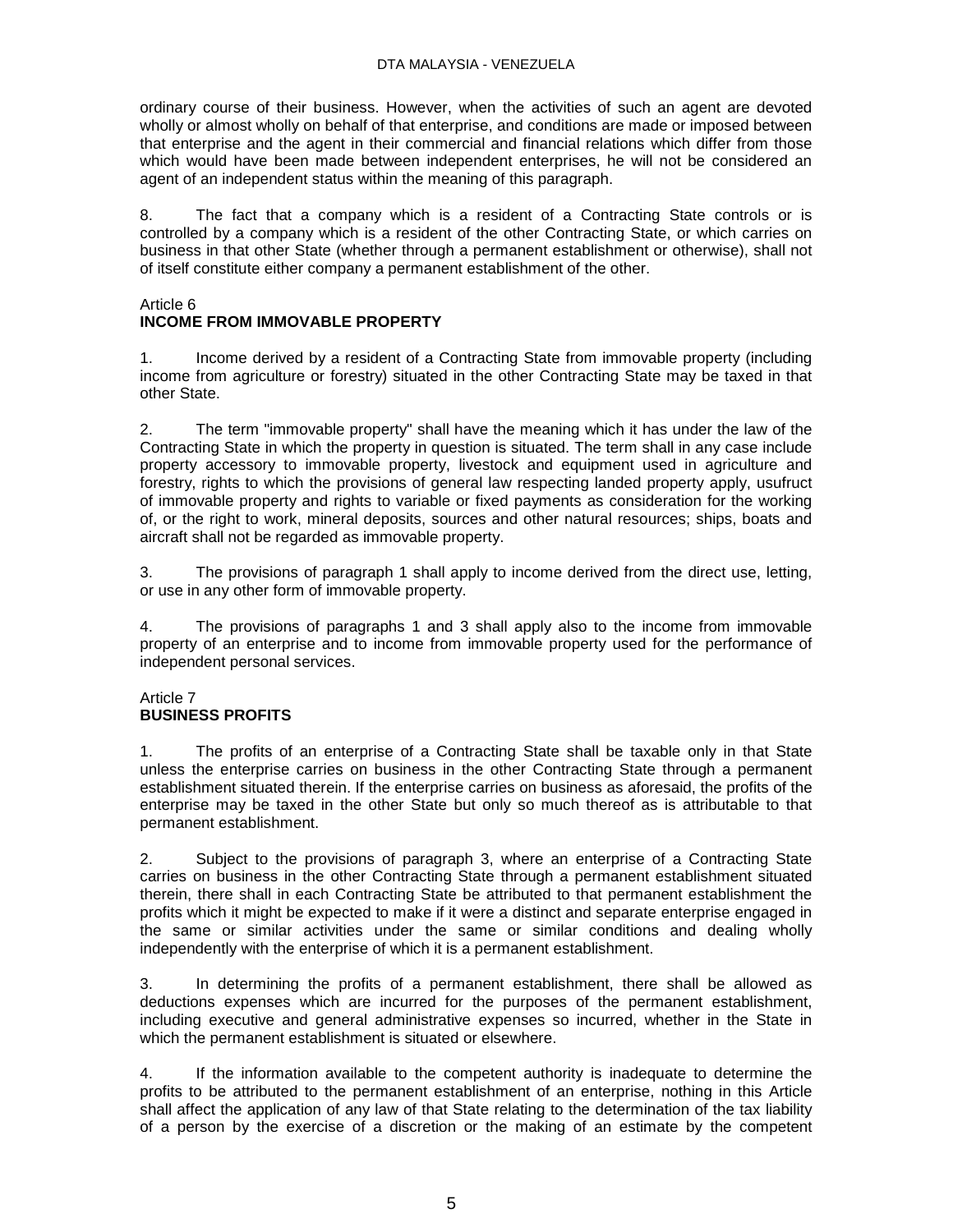ordinary course of their business. However, when the activities of such an agent are devoted wholly or almost wholly on behalf of that enterprise, and conditions are made or imposed between that enterprise and the agent in their commercial and financial relations which differ from those which would have been made between independent enterprises, he will not be considered an agent of an independent status within the meaning of this paragraph.

8. The fact that a company which is a resident of a Contracting State controls or is controlled by a company which is a resident of the other Contracting State, or which carries on business in that other State (whether through a permanent establishment or otherwise), shall not of itself constitute either company a permanent establishment of the other.

## Article 6
## INCOME FROM IMMOVABLE PROPERTY

1. Income derived by a resident of a Contracting State from immovable property (including income from agriculture or forestry) situated in the other Contracting State may be taxed in that other State.

2. The term "immovable property" shall have the meaning which it has under the law of the Contracting State in which the property in question is situated. The term shall in any case include property accessory to immovable property, livestock and equipment used in agriculture and forestry, rights to which the provisions of general law respecting landed property apply, usufruct of immovable property and rights to variable or fixed payments as consideration for the working of, or the right to work, mineral deposits, sources and other natural resources; ships, boats and aircraft shall not be regarded as immovable property.

3. The provisions of paragraph 1 shall apply to income derived from the direct use, letting, or use in any other form of immovable property.

4. The provisions of paragraphs 1 and 3 shall apply also to the income from immovable property of an enterprise and to income from immovable property used for the performance of independent personal services.

## Article 7
## BUSINESS PROFITS

1. The profits of an enterprise of a Contracting State shall be taxable only in that State unless the enterprise carries on business in the other Contracting State through a permanent establishment situated therein. If the enterprise carries on business as aforesaid, the profits of the enterprise may be taxed in the other State but only so much thereof as is attributable to that permanent establishment.

2. Subject to the provisions of paragraph 3, where an enterprise of a Contracting State carries on business in the other Contracting State through a permanent establishment situated therein, there shall in each Contracting State be attributed to that permanent establishment the profits which it might be expected to make if it were a distinct and separate enterprise engaged in the same or similar activities under the same or similar conditions and dealing wholly independently with the enterprise of which it is a permanent establishment.

3. In determining the profits of a permanent establishment, there shall be allowed as deductions expenses which are incurred for the purposes of the permanent establishment, including executive and general administrative expenses so incurred, whether in the State in which the permanent establishment is situated or elsewhere.

4. If the information available to the competent authority is inadequate to determine the profits to be attributed to the permanent establishment of an enterprise, nothing in this Article shall affect the application of any law of that State relating to the determination of the tax liability of a person by the exercise of a discretion or the making of an estimate by the competent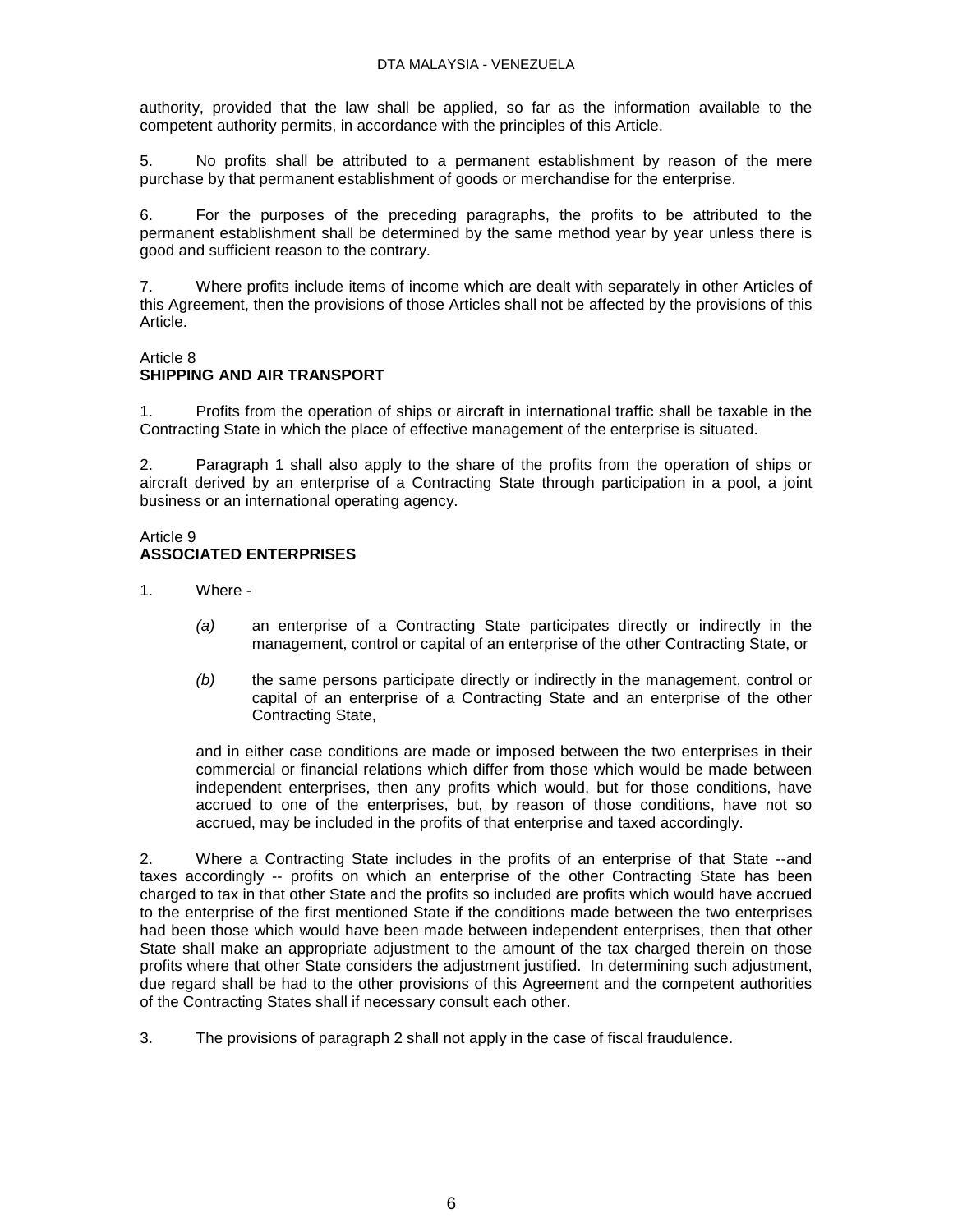authority, provided that the law shall be applied, so far as the information available to the competent authority permits, in accordance with the principles of this Article.

5. No profits shall be attributed to a permanent establishment by reason of the mere purchase by that permanent establishment of goods or merchandise for the enterprise.

6. For the purposes of the preceding paragraphs, the profits to be attributed to the permanent establishment shall be determined by the same method year by year unless there is good and sufficient reason to the contrary.

7. Where profits include items of income which are dealt with separately in other Articles of this Agreement, then the provisions of those Articles shall not be affected by the provisions of this Article.

Article 8
**SHIPPING AND AIR TRANSPORT**

1. Profits from the operation of ships or aircraft in international traffic shall be taxable in the Contracting State in which the place of effective management of the enterprise is situated.

2. Paragraph 1 shall also apply to the share of the profits from the operation of ships or aircraft derived by an enterprise of a Contracting State through participation in a pool, a joint business or an international operating agency.

Article 9
**ASSOCIATED ENTERPRISES**

1. Where -

*(a)* an enterprise of a Contracting State participates directly or indirectly in the management, control or capital of an enterprise of the other Contracting State, or

*(b)* the same persons participate directly or indirectly in the management, control or capital of an enterprise of a Contracting State and an enterprise of the other Contracting State,

and in either case conditions are made or imposed between the two enterprises in their commercial or financial relations which differ from those which would be made between independent enterprises, then any profits which would, but for those conditions, have accrued to one of the enterprises, but, by reason of those conditions, have not so accrued, may be included in the profits of that enterprise and taxed accordingly.

2. Where a Contracting State includes in the profits of an enterprise of that State --and taxes accordingly -- profits on which an enterprise of the other Contracting State has been charged to tax in that other State and the profits so included are profits which would have accrued to the enterprise of the first mentioned State if the conditions made between the two enterprises had been those which would have been made between independent enterprises, then that other State shall make an appropriate adjustment to the amount of the tax charged therein on those profits where that other State considers the adjustment justified. In determining such adjustment, due regard shall be had to the other provisions of this Agreement and the competent authorities of the Contracting States shall if necessary consult each other.

3. The provisions of paragraph 2 shall not apply in the case of fiscal fraudulence.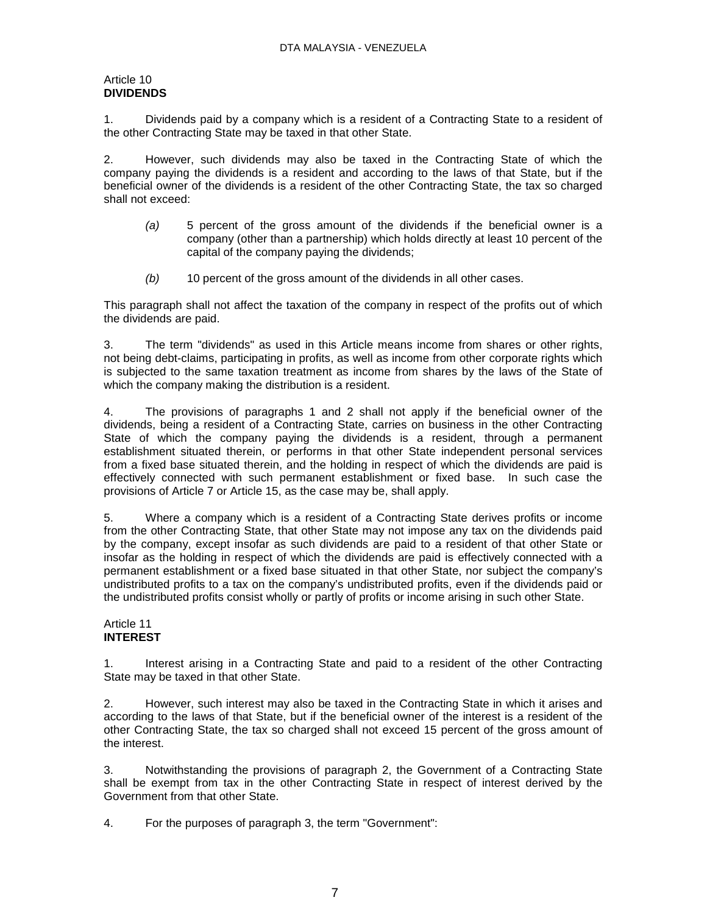Article 10
**DIVIDENDS**

1. Dividends paid by a company which is a resident of a Contracting State to a resident of the other Contracting State may be taxed in that other State.

2. However, such dividends may also be taxed in the Contracting State of which the company paying the dividends is a resident and according to the laws of that State, but if the beneficial owner of the dividends is a resident of the other Contracting State, the tax so charged shall not exceed:

*(a)* 5 percent of the gross amount of the dividends if the beneficial owner is a company (other than a partnership) which holds directly at least 10 percent of the capital of the company paying the dividends;

*(b)* 10 percent of the gross amount of the dividends in all other cases.

This paragraph shall not affect the taxation of the company in respect of the profits out of which the dividends are paid.

3. The term "dividends" as used in this Article means income from shares or other rights, not being debt-claims, participating in profits, as well as income from other corporate rights which is subjected to the same taxation treatment as income from shares by the laws of the State of which the company making the distribution is a resident.

4. The provisions of paragraphs 1 and 2 shall not apply if the beneficial owner of the dividends, being a resident of a Contracting State, carries on business in the other Contracting State of which the company paying the dividends is a resident, through a permanent establishment situated therein, or performs in that other State independent personal services from a fixed base situated therein, and the holding in respect of which the dividends are paid is effectively connected with such permanent establishment or fixed base. In such case the provisions of Article 7 or Article 15, as the case may be, shall apply.

5. Where a company which is a resident of a Contracting State derives profits or income from the other Contracting State, that other State may not impose any tax on the dividends paid by the company, except insofar as such dividends are paid to a resident of that other State or insofar as the holding in respect of which the dividends are paid is effectively connected with a permanent establishment or a fixed base situated in that other State, nor subject the company's undistributed profits to a tax on the company's undistributed profits, even if the dividends paid or the undistributed profits consist wholly or partly of profits or income arising in such other State.

Article 11
**INTEREST**

1. Interest arising in a Contracting State and paid to a resident of the other Contracting State may be taxed in that other State.

2. However, such interest may also be taxed in the Contracting State in which it arises and according to the laws of that State, but if the beneficial owner of the interest is a resident of the other Contracting State, the tax so charged shall not exceed 15 percent of the gross amount of the interest.

3. Notwithstanding the provisions of paragraph 2, the Government of a Contracting State shall be exempt from tax in the other Contracting State in respect of interest derived by the Government from that other State.

4. For the purposes of paragraph 3, the term "Government":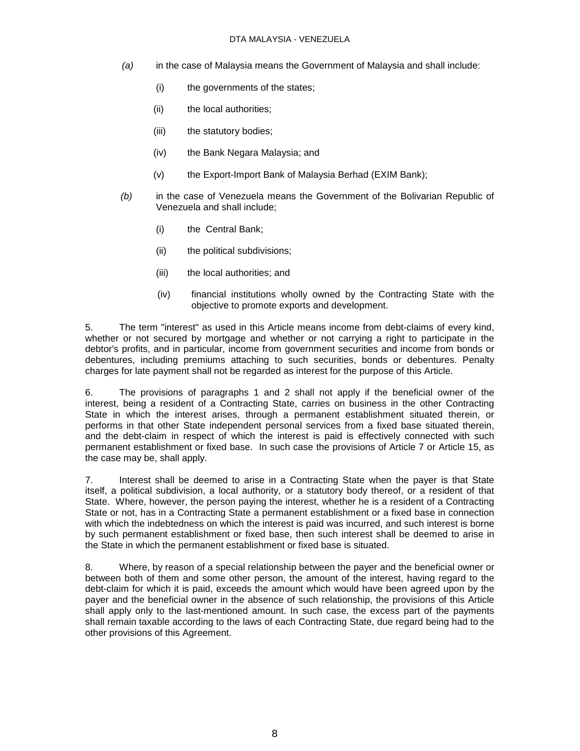*(a)* in the case of Malaysia means the Government of Malaysia and shall include:

(i) the governments of the states;

(ii) the local authorities;

(iii) the statutory bodies;

(iv) the Bank Negara Malaysia; and

(v) the Export-Import Bank of Malaysia Berhad (EXIM Bank);

*(b)* in the case of Venezuela means the Government of the Bolivarian Republic of Venezuela and shall include;

(i) the Central Bank;

(ii) the political subdivisions;

(iii) the local authorities; and

(iv) financial institutions wholly owned by the Contracting State with the objective to promote exports and development.

5. The term "interest" as used in this Article means income from debt-claims of every kind, whether or not secured by mortgage and whether or not carrying a right to participate in the debtor's profits, and in particular, income from government securities and income from bonds or debentures, including premiums attaching to such securities, bonds or debentures. Penalty charges for late payment shall not be regarded as interest for the purpose of this Article.

6. The provisions of paragraphs 1 and 2 shall not apply if the beneficial owner of the interest, being a resident of a Contracting State, carries on business in the other Contracting State in which the interest arises, through a permanent establishment situated therein, or performs in that other State independent personal services from a fixed base situated therein, and the debt-claim in respect of which the interest is paid is effectively connected with such permanent establishment or fixed base. In such case the provisions of Article 7 or Article 15, as the case may be, shall apply.

7. Interest shall be deemed to arise in a Contracting State when the payer is that State itself, a political subdivision, a local authority, or a statutory body thereof, or a resident of that State. Where, however, the person paying the interest, whether he is a resident of a Contracting State or not, has in a Contracting State a permanent establishment or a fixed base in connection with which the indebtedness on which the interest is paid was incurred, and such interest is borne by such permanent establishment or fixed base, then such interest shall be deemed to arise in the State in which the permanent establishment or fixed base is situated.

8. Where, by reason of a special relationship between the payer and the beneficial owner or between both of them and some other person, the amount of the interest, having regard to the debt-claim for which it is paid, exceeds the amount which would have been agreed upon by the payer and the beneficial owner in the absence of such relationship, the provisions of this Article shall apply only to the last-mentioned amount. In such case, the excess part of the payments shall remain taxable according to the laws of each Contracting State, due regard being had to the other provisions of this Agreement.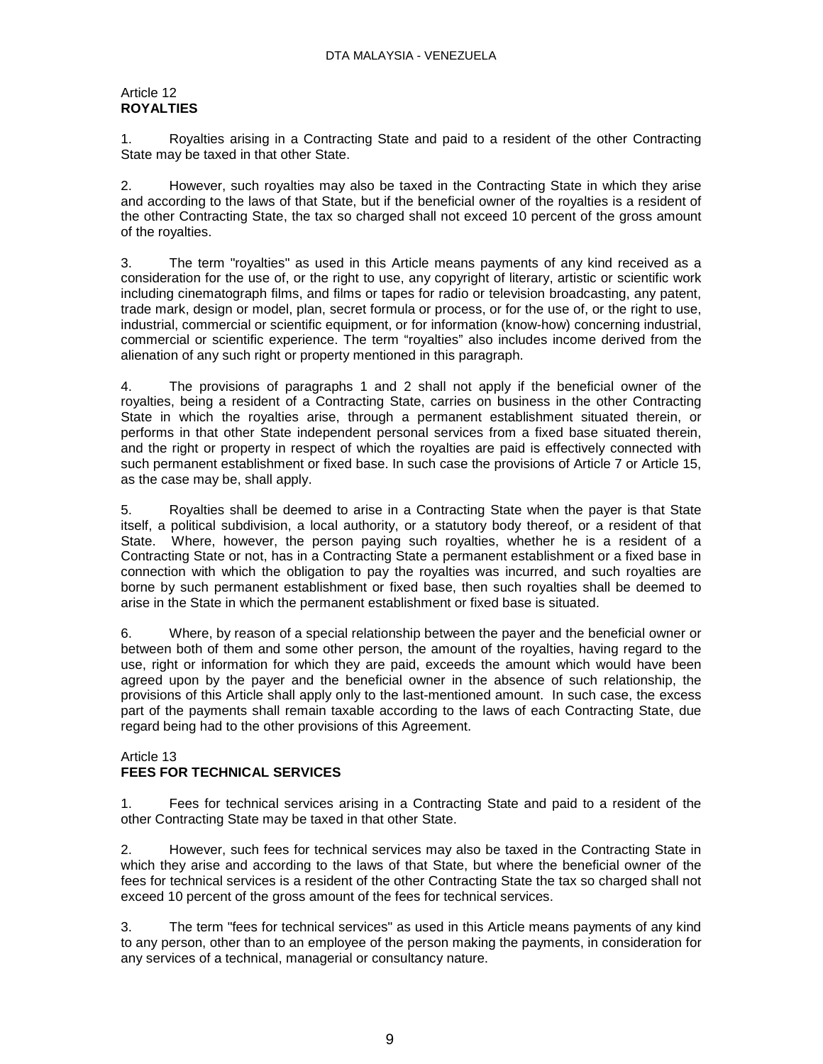Article 12
**ROYALTIES**

1. Royalties arising in a Contracting State and paid to a resident of the other Contracting State may be taxed in that other State.

2. However, such royalties may also be taxed in the Contracting State in which they arise and according to the laws of that State, but if the beneficial owner of the royalties is a resident of the other Contracting State, the tax so charged shall not exceed 10 percent of the gross amount of the royalties.

3. The term "royalties" as used in this Article means payments of any kind received as a consideration for the use of, or the right to use, any copyright of literary, artistic or scientific work including cinematograph films, and films or tapes for radio or television broadcasting, any patent, trade mark, design or model, plan, secret formula or process, or for the use of, or the right to use, industrial, commercial or scientific equipment, or for information (know-how) concerning industrial, commercial or scientific experience. The term "royalties" also includes income derived from the alienation of any such right or property mentioned in this paragraph.

4. The provisions of paragraphs 1 and 2 shall not apply if the beneficial owner of the royalties, being a resident of a Contracting State, carries on business in the other Contracting State in which the royalties arise, through a permanent establishment situated therein, or performs in that other State independent personal services from a fixed base situated therein, and the right or property in respect of which the royalties are paid is effectively connected with such permanent establishment or fixed base. In such case the provisions of Article 7 or Article 15, as the case may be, shall apply.

5. Royalties shall be deemed to arise in a Contracting State when the payer is that State itself, a political subdivision, a local authority, or a statutory body thereof, or a resident of that State. Where, however, the person paying such royalties, whether he is a resident of a Contracting State or not, has in a Contracting State a permanent establishment or a fixed base in connection with which the obligation to pay the royalties was incurred, and such royalties are borne by such permanent establishment or fixed base, then such royalties shall be deemed to arise in the State in which the permanent establishment or fixed base is situated.

6. Where, by reason of a special relationship between the payer and the beneficial owner or between both of them and some other person, the amount of the royalties, having regard to the use, right or information for which they are paid, exceeds the amount which would have been agreed upon by the payer and the beneficial owner in the absence of such relationship, the provisions of this Article shall apply only to the last-mentioned amount. In such case, the excess part of the payments shall remain taxable according to the laws of each Contracting State, due regard being had to the other provisions of this Agreement.

Article 13
**FEES FOR TECHNICAL SERVICES**

1. Fees for technical services arising in a Contracting State and paid to a resident of the other Contracting State may be taxed in that other State.

2. However, such fees for technical services may also be taxed in the Contracting State in which they arise and according to the laws of that State, but where the beneficial owner of the fees for technical services is a resident of the other Contracting State the tax so charged shall not exceed 10 percent of the gross amount of the fees for technical services.

3. The term "fees for technical services" as used in this Article means payments of any kind to any person, other than to an employee of the person making the payments, in consideration for any services of a technical, managerial or consultancy nature.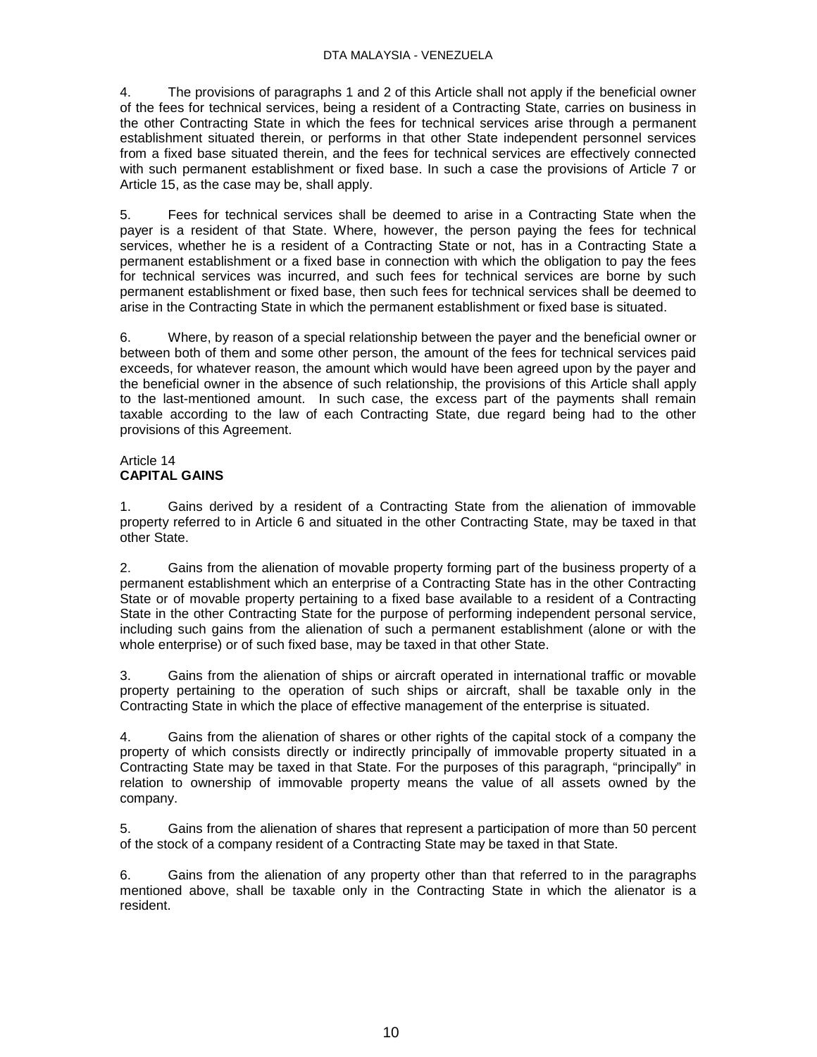4. The provisions of paragraphs 1 and 2 of this Article shall not apply if the beneficial owner of the fees for technical services, being a resident of a Contracting State, carries on business in the other Contracting State in which the fees for technical services arise through a permanent establishment situated therein, or performs in that other State independent personnel services from a fixed base situated therein, and the fees for technical services are effectively connected with such permanent establishment or fixed base. In such a case the provisions of Article 7 or Article 15, as the case may be, shall apply.

5. Fees for technical services shall be deemed to arise in a Contracting State when the payer is a resident of that State. Where, however, the person paying the fees for technical services, whether he is a resident of a Contracting State or not, has in a Contracting State a permanent establishment or a fixed base in connection with which the obligation to pay the fees for technical services was incurred, and such fees for technical services are borne by such permanent establishment or fixed base, then such fees for technical services shall be deemed to arise in the Contracting State in which the permanent establishment or fixed base is situated.

6. Where, by reason of a special relationship between the payer and the beneficial owner or between both of them and some other person, the amount of the fees for technical services paid exceeds, for whatever reason, the amount which would have been agreed upon by the payer and the beneficial owner in the absence of such relationship, the provisions of this Article shall apply to the last-mentioned amount. In such case, the excess part of the payments shall remain taxable according to the law of each Contracting State, due regard being had to the other provisions of this Agreement.

Article 14
**CAPITAL GAINS**

1. Gains derived by a resident of a Contracting State from the alienation of immovable property referred to in Article 6 and situated in the other Contracting State, may be taxed in that other State.

2. Gains from the alienation of movable property forming part of the business property of a permanent establishment which an enterprise of a Contracting State has in the other Contracting State or of movable property pertaining to a fixed base available to a resident of a Contracting State in the other Contracting State for the purpose of performing independent personal service, including such gains from the alienation of such a permanent establishment (alone or with the whole enterprise) or of such fixed base, may be taxed in that other State.

3. Gains from the alienation of ships or aircraft operated in international traffic or movable property pertaining to the operation of such ships or aircraft, shall be taxable only in the Contracting State in which the place of effective management of the enterprise is situated.

4. Gains from the alienation of shares or other rights of the capital stock of a company the property of which consists directly or indirectly principally of immovable property situated in a Contracting State may be taxed in that State. For the purposes of this paragraph, "principally" in relation to ownership of immovable property means the value of all assets owned by the company.

5. Gains from the alienation of shares that represent a participation of more than 50 percent of the stock of a company resident of a Contracting State may be taxed in that State.

6. Gains from the alienation of any property other than that referred to in the paragraphs mentioned above, shall be taxable only in the Contracting State in which the alienator is a resident.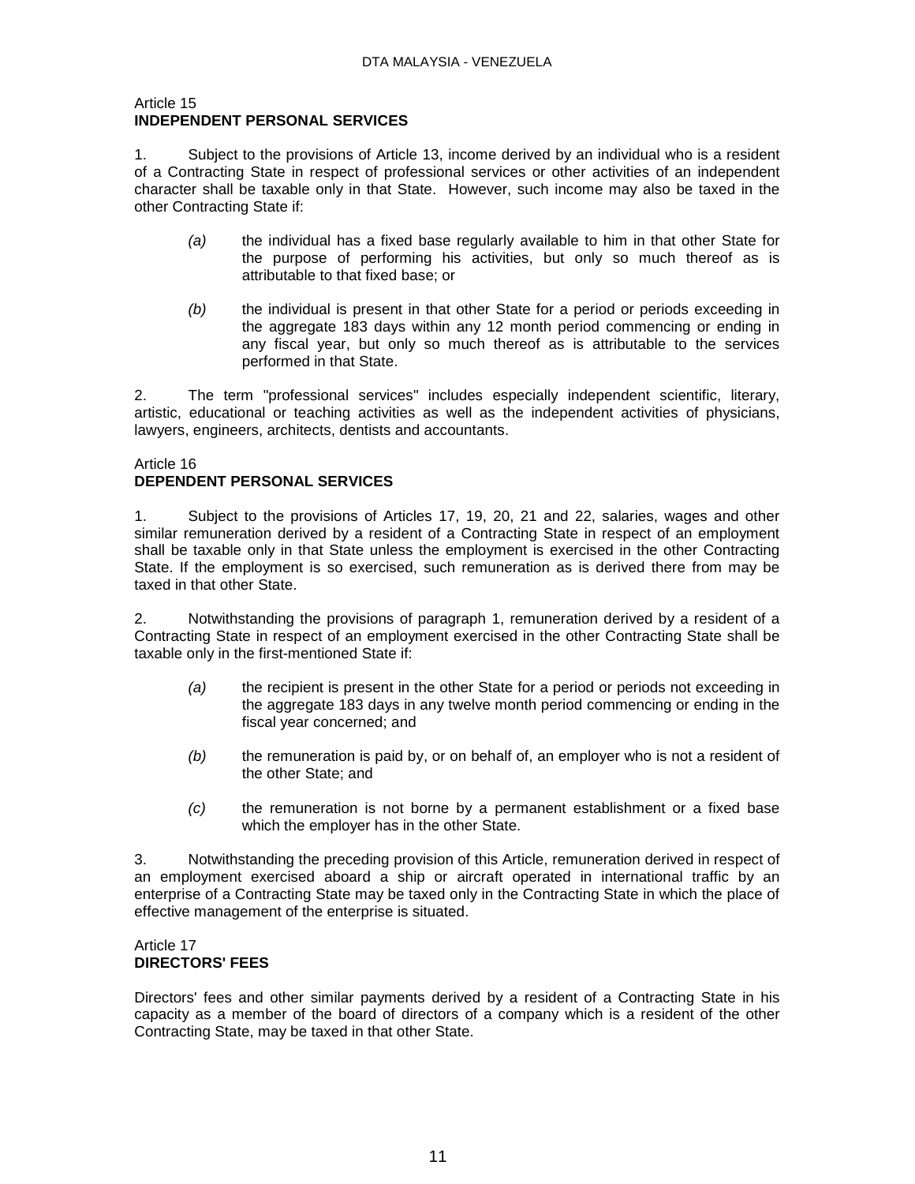## Article 15
## INDEPENDENT PERSONAL SERVICES

1. Subject to the provisions of Article 13, income derived by an individual who is a resident of a Contracting State in respect of professional services or other activities of an independent character shall be taxable only in that State. However, such income may also be taxed in the other Contracting State if:

   *(a)* the individual has a fixed base regularly available to him in that other State for the purpose of performing his activities, but only so much thereof as is attributable to that fixed base; or

   *(b)* the individual is present in that other State for a period or periods exceeding in the aggregate 183 days within any 12 month period commencing or ending in any fiscal year, but only so much thereof as is attributable to the services performed in that State.

2. The term "professional services" includes especially independent scientific, literary, artistic, educational or teaching activities as well as the independent activities of physicians, lawyers, engineers, architects, dentists and accountants.

## Article 16
## DEPENDENT PERSONAL SERVICES

1. Subject to the provisions of Articles 17, 19, 20, 21 and 22, salaries, wages and other similar remuneration derived by a resident of a Contracting State in respect of an employment shall be taxable only in that State unless the employment is exercised in the other Contracting State. If the employment is so exercised, such remuneration as is derived there from may be taxed in that other State.

2. Notwithstanding the provisions of paragraph 1, remuneration derived by a resident of a Contracting State in respect of an employment exercised in the other Contracting State shall be taxable only in the first-mentioned State if:

   *(a)* the recipient is present in the other State for a period or periods not exceeding in the aggregate 183 days in any twelve month period commencing or ending in the fiscal year concerned; and

   *(b)* the remuneration is paid by, or on behalf of, an employer who is not a resident of the other State; and

   *(c)* the remuneration is not borne by a permanent establishment or a fixed base which the employer has in the other State.

3. Notwithstanding the preceding provision of this Article, remuneration derived in respect of an employment exercised aboard a ship or aircraft operated in international traffic by an enterprise of a Contracting State may be taxed only in the Contracting State in which the place of effective management of the enterprise is situated.

## Article 17
## DIRECTORS' FEES

Directors' fees and other similar payments derived by a resident of a Contracting State in his capacity as a member of the board of directors of a company which is a resident of the other Contracting State, may be taxed in that other State.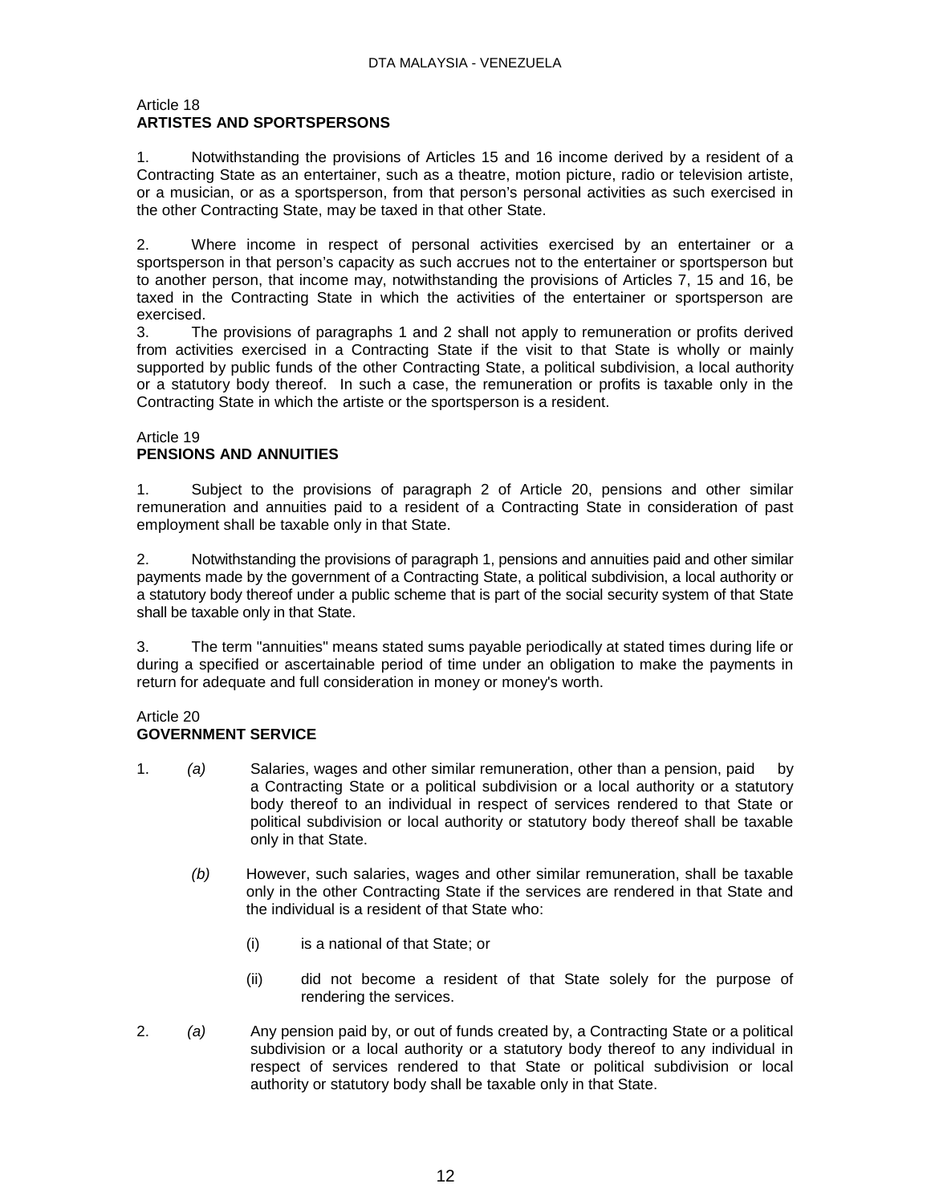Article 18
**ARTISTES AND SPORTSPERSONS**

1. Notwithstanding the provisions of Articles 15 and 16 income derived by a resident of a Contracting State as an entertainer, such as a theatre, motion picture, radio or television artiste, or a musician, or as a sportsperson, from that person's personal activities as such exercised in the other Contracting State, may be taxed in that other State.

2. Where income in respect of personal activities exercised by an entertainer or a sportsperson in that person's capacity as such accrues not to the entertainer or sportsperson but to another person, that income may, notwithstanding the provisions of Articles 7, 15 and 16, be taxed in the Contracting State in which the activities of the entertainer or sportsperson are exercised.

3. The provisions of paragraphs 1 and 2 shall not apply to remuneration or profits derived from activities exercised in a Contracting State if the visit to that State is wholly or mainly supported by public funds of the other Contracting State, a political subdivision, a local authority or a statutory body thereof. In such a case, the remuneration or profits is taxable only in the Contracting State in which the artiste or the sportsperson is a resident.

Article 19
**PENSIONS AND ANNUITIES**

1. Subject to the provisions of paragraph 2 of Article 20, pensions and other similar remuneration and annuities paid to a resident of a Contracting State in consideration of past employment shall be taxable only in that State.

2. Notwithstanding the provisions of paragraph 1, pensions and annuities paid and other similar payments made by the government of a Contracting State, a political subdivision, a local authority or a statutory body thereof under a public scheme that is part of the social security system of that State shall be taxable only in that State.

3. The term "annuities" means stated sums payable periodically at stated times during life or during a specified or ascertainable period of time under an obligation to make the payments in return for adequate and full consideration in money or money's worth.

Article 20
**GOVERNMENT SERVICE**

1. *(a)* Salaries, wages and other similar remuneration, other than a pension, paid by a Contracting State or a political subdivision or a local authority or a statutory body thereof to an individual in respect of services rendered to that State or political subdivision or local authority or statutory body thereof shall be taxable only in that State.

   *(b)* However, such salaries, wages and other similar remuneration, shall be taxable only in the other Contracting State if the services are rendered in that State and the individual is a resident of that State who:

   (i) is a national of that State; or

   (ii) did not become a resident of that State solely for the purpose of rendering the services.

2. *(a)* Any pension paid by, or out of funds created by, a Contracting State or a political subdivision or a local authority or a statutory body thereof to any individual in respect of services rendered to that State or political subdivision or local authority or statutory body shall be taxable only in that State.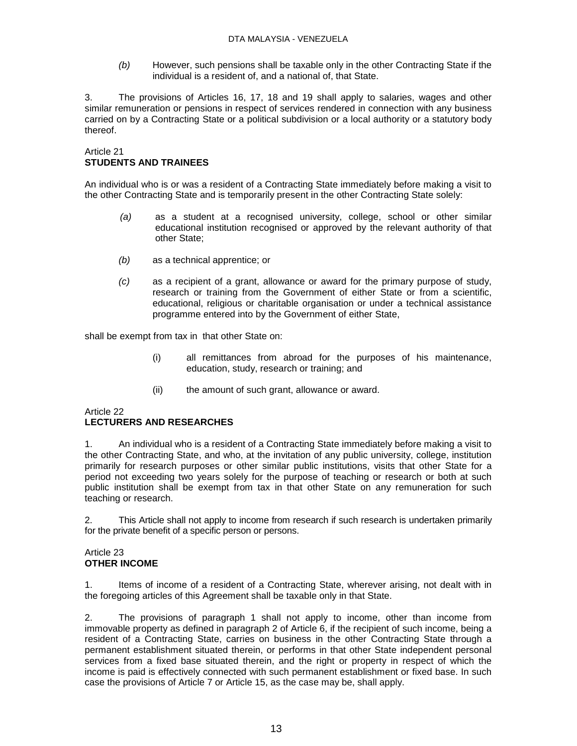(b) However, such pensions shall be taxable only in the other Contracting State if the individual is a resident of, and a national of, that State.

3. The provisions of Articles 16, 17, 18 and 19 shall apply to salaries, wages and other similar remuneration or pensions in respect of services rendered in connection with any business carried on by a Contracting State or a political subdivision or a local authority or a statutory body thereof.

Article 21
**STUDENTS AND TRAINEES**

An individual who is or was a resident of a Contracting State immediately before making a visit to the other Contracting State and is temporarily present in the other Contracting State solely:

(a) as a student at a recognised university, college, school or other similar educational institution recognised or approved by the relevant authority of that other State;

(b) as a technical apprentice; or

(c) as a recipient of a grant, allowance or award for the primary purpose of study, research or training from the Government of either State or from a scientific, educational, religious or charitable organisation or under a technical assistance programme entered into by the Government of either State,

shall be exempt from tax in that other State on:

(i) all remittances from abroad for the purposes of his maintenance, education, study, research or training; and

(ii) the amount of such grant, allowance or award.

Article 22
**LECTURERS AND RESEARCHES**

1. An individual who is a resident of a Contracting State immediately before making a visit to the other Contracting State, and who, at the invitation of any public university, college, institution primarily for research purposes or other similar public institutions, visits that other State for a period not exceeding two years solely for the purpose of teaching or research or both at such public institution shall be exempt from tax in that other State on any remuneration for such teaching or research.

2. This Article shall not apply to income from research if such research is undertaken primarily for the private benefit of a specific person or persons.

Article 23
**OTHER INCOME**

1. Items of income of a resident of a Contracting State, wherever arising, not dealt with in the foregoing articles of this Agreement shall be taxable only in that State.

2. The provisions of paragraph 1 shall not apply to income, other than income from immovable property as defined in paragraph 2 of Article 6, if the recipient of such income, being a resident of a Contracting State, carries on business in the other Contracting State through a permanent establishment situated therein, or performs in that other State independent personal services from a fixed base situated therein, and the right or property in respect of which the income is paid is effectively connected with such permanent establishment or fixed base. In such case the provisions of Article 7 or Article 15, as the case may be, shall apply.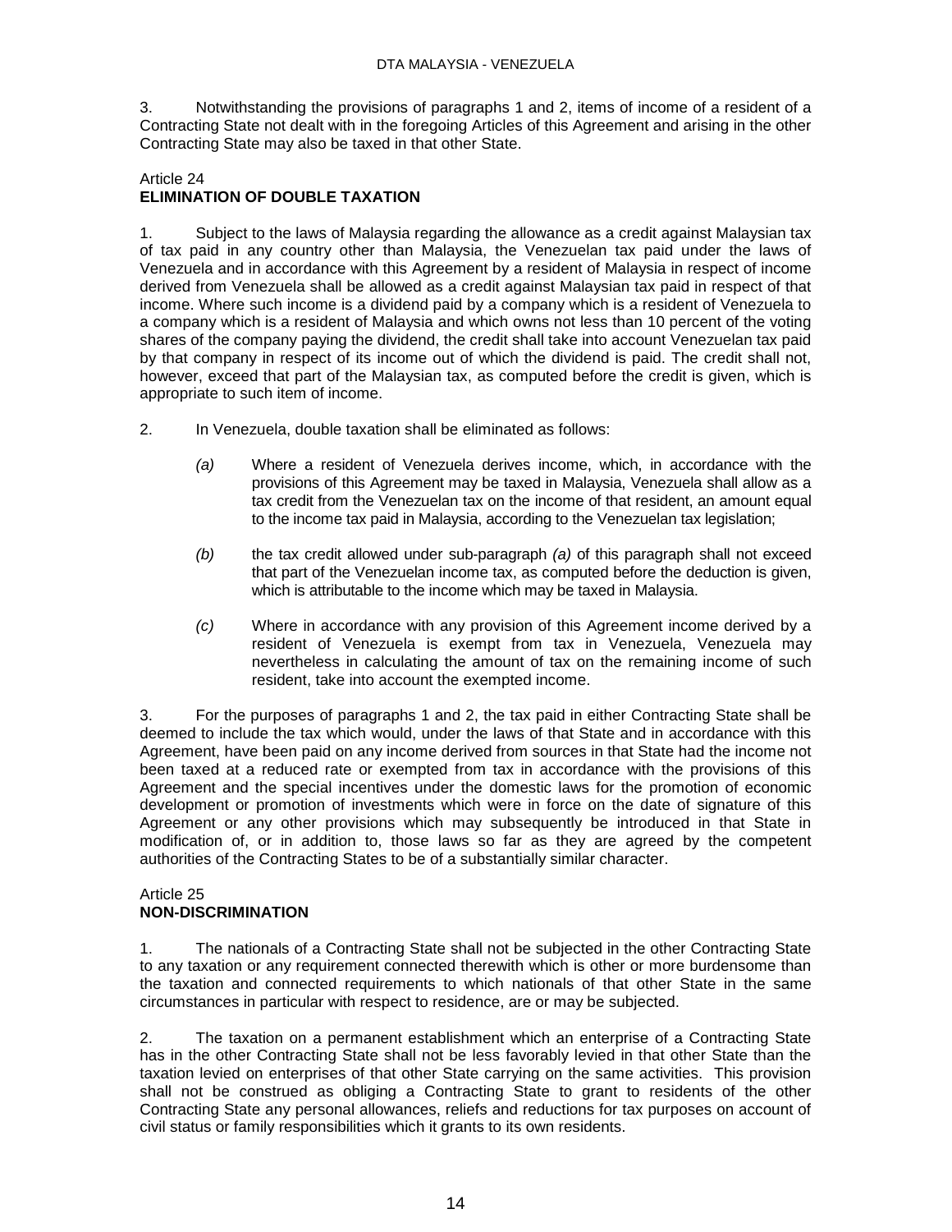3. Notwithstanding the provisions of paragraphs 1 and 2, items of income of a resident of a Contracting State not dealt with in the foregoing Articles of this Agreement and arising in the other Contracting State may also be taxed in that other State.

Article 24
**ELIMINATION OF DOUBLE TAXATION**

1. Subject to the laws of Malaysia regarding the allowance as a credit against Malaysian tax of tax paid in any country other than Malaysia, the Venezuelan tax paid under the laws of Venezuela and in accordance with this Agreement by a resident of Malaysia in respect of income derived from Venezuela shall be allowed as a credit against Malaysian tax paid in respect of that income. Where such income is a dividend paid by a company which is a resident of Venezuela to a company which is a resident of Malaysia and which owns not less than 10 percent of the voting shares of the company paying the dividend, the credit shall take into account Venezuelan tax paid by that company in respect of its income out of which the dividend is paid. The credit shall not, however, exceed that part of the Malaysian tax, as computed before the credit is given, which is appropriate to such item of income.

2. In Venezuela, double taxation shall be eliminated as follows:

*(a)* Where a resident of Venezuela derives income, which, in accordance with the provisions of this Agreement may be taxed in Malaysia, Venezuela shall allow as a tax credit from the Venezuelan tax on the income of that resident, an amount equal to the income tax paid in Malaysia, according to the Venezuelan tax legislation;

*(b)* the tax credit allowed under sub-paragraph *(a)* of this paragraph shall not exceed that part of the Venezuelan income tax, as computed before the deduction is given, which is attributable to the income which may be taxed in Malaysia.

*(c)* Where in accordance with any provision of this Agreement income derived by a resident of Venezuela is exempt from tax in Venezuela, Venezuela may nevertheless in calculating the amount of tax on the remaining income of such resident, take into account the exempted income.

3. For the purposes of paragraphs 1 and 2, the tax paid in either Contracting State shall be deemed to include the tax which would, under the laws of that State and in accordance with this Agreement, have been paid on any income derived from sources in that State had the income not been taxed at a reduced rate or exempted from tax in accordance with the provisions of this Agreement and the special incentives under the domestic laws for the promotion of economic development or promotion of investments which were in force on the date of signature of this Agreement or any other provisions which may subsequently be introduced in that State in modification of, or in addition to, those laws so far as they are agreed by the competent authorities of the Contracting States to be of a substantially similar character.

Article 25
**NON-DISCRIMINATION**

1. The nationals of a Contracting State shall not be subjected in the other Contracting State to any taxation or any requirement connected therewith which is other or more burdensome than the taxation and connected requirements to which nationals of that other State in the same circumstances in particular with respect to residence, are or may be subjected.

2. The taxation on a permanent establishment which an enterprise of a Contracting State has in the other Contracting State shall not be less favorably levied in that other State than the taxation levied on enterprises of that other State carrying on the same activities. This provision shall not be construed as obliging a Contracting State to grant to residents of the other Contracting State any personal allowances, reliefs and reductions for tax purposes on account of civil status or family responsibilities which it grants to its own residents.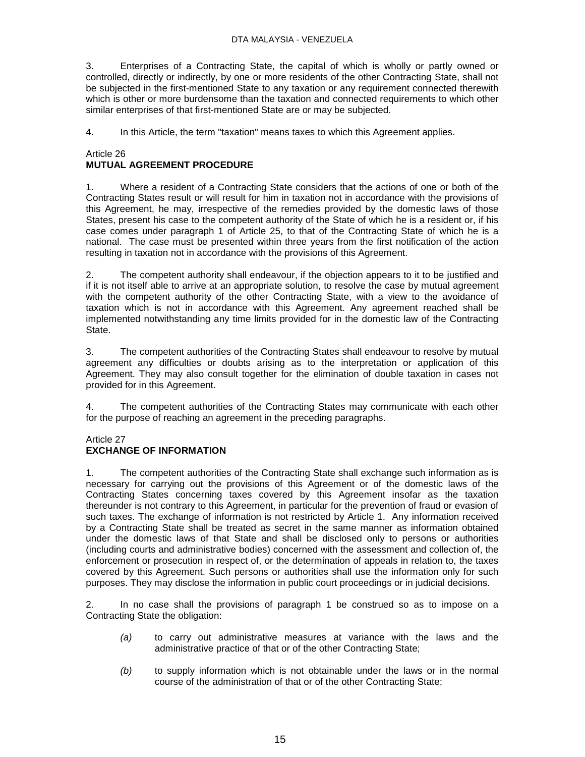3. Enterprises of a Contracting State, the capital of which is wholly or partly owned or controlled, directly or indirectly, by one or more residents of the other Contracting State, shall not be subjected in the first-mentioned State to any taxation or any requirement connected therewith which is other or more burdensome than the taxation and connected requirements to which other similar enterprises of that first-mentioned State are or may be subjected.

4. In this Article, the term "taxation" means taxes to which this Agreement applies.

Article 26
**MUTUAL AGREEMENT PROCEDURE**

1. Where a resident of a Contracting State considers that the actions of one or both of the Contracting States result or will result for him in taxation not in accordance with the provisions of this Agreement, he may, irrespective of the remedies provided by the domestic laws of those States, present his case to the competent authority of the State of which he is a resident or, if his case comes under paragraph 1 of Article 25, to that of the Contracting State of which he is a national. The case must be presented within three years from the first notification of the action resulting in taxation not in accordance with the provisions of this Agreement.

2. The competent authority shall endeavour, if the objection appears to it to be justified and if it is not itself able to arrive at an appropriate solution, to resolve the case by mutual agreement with the competent authority of the other Contracting State, with a view to the avoidance of taxation which is not in accordance with this Agreement. Any agreement reached shall be implemented notwithstanding any time limits provided for in the domestic law of the Contracting State.

3. The competent authorities of the Contracting States shall endeavour to resolve by mutual agreement any difficulties or doubts arising as to the interpretation or application of this Agreement. They may also consult together for the elimination of double taxation in cases not provided for in this Agreement.

4. The competent authorities of the Contracting States may communicate with each other for the purpose of reaching an agreement in the preceding paragraphs.

Article 27
**EXCHANGE OF INFORMATION**

1. The competent authorities of the Contracting State shall exchange such information as is necessary for carrying out the provisions of this Agreement or of the domestic laws of the Contracting States concerning taxes covered by this Agreement insofar as the taxation thereunder is not contrary to this Agreement, in particular for the prevention of fraud or evasion of such taxes. The exchange of information is not restricted by Article 1. Any information received by a Contracting State shall be treated as secret in the same manner as information obtained under the domestic laws of that State and shall be disclosed only to persons or authorities (including courts and administrative bodies) concerned with the assessment and collection of, the enforcement or prosecution in respect of, or the determination of appeals in relation to, the taxes covered by this Agreement. Such persons or authorities shall use the information only for such purposes. They may disclose the information in public court proceedings or in judicial decisions.

2. In no case shall the provisions of paragraph 1 be construed so as to impose on a Contracting State the obligation:

*(a)* to carry out administrative measures at variance with the laws and the administrative practice of that or of the other Contracting State;

*(b)* to supply information which is not obtainable under the laws or in the normal course of the administration of that or of the other Contracting State;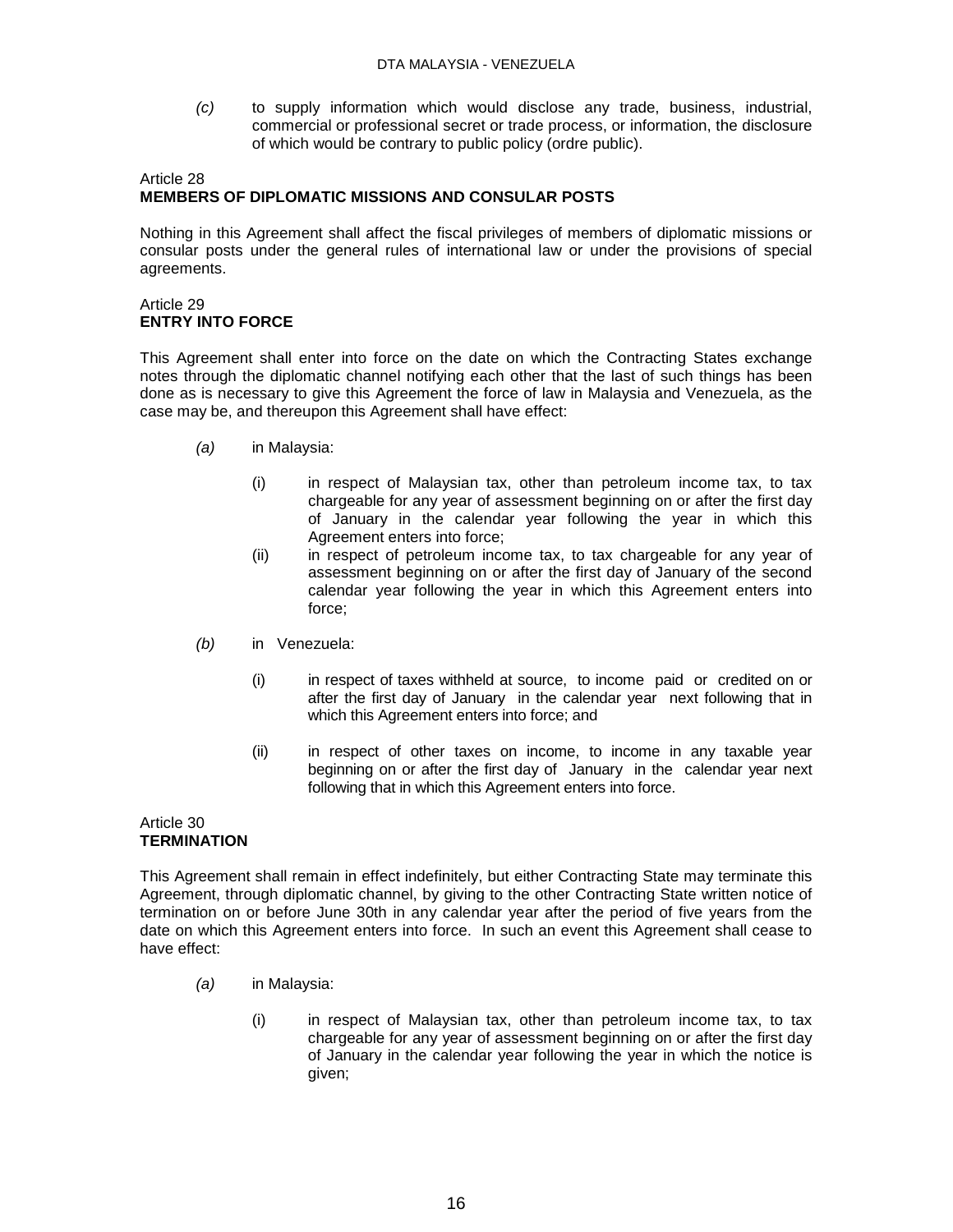*(c)* to supply information which would disclose any trade, business, industrial, commercial or professional secret or trade process, or information, the disclosure of which would be contrary to public policy (ordre public).

Article 28
**MEMBERS OF DIPLOMATIC MISSIONS AND CONSULAR POSTS**

Nothing in this Agreement shall affect the fiscal privileges of members of diplomatic missions or consular posts under the general rules of international law or under the provisions of special agreements.

Article 29
**ENTRY INTO FORCE**

This Agreement shall enter into force on the date on which the Contracting States exchange notes through the diplomatic channel notifying each other that the last of such things has been done as is necessary to give this Agreement the force of law in Malaysia and Venezuela, as the case may be, and thereupon this Agreement shall have effect:

*(a)* in Malaysia:

(i) in respect of Malaysian tax, other than petroleum income tax, to tax chargeable for any year of assessment beginning on or after the first day of January in the calendar year following the year in which this Agreement enters into force;

(ii) in respect of petroleum income tax, to tax chargeable for any year of assessment beginning on or after the first day of January of the second calendar year following the year in which this Agreement enters into force;

*(b)* in Venezuela:

(i) in respect of taxes withheld at source, to income paid or credited on or after the first day of January in the calendar year next following that in which this Agreement enters into force; and

(ii) in respect of other taxes on income, to income in any taxable year beginning on or after the first day of January in the calendar year next following that in which this Agreement enters into force.

Article 30
**TERMINATION**

This Agreement shall remain in effect indefinitely, but either Contracting State may terminate this Agreement, through diplomatic channel, by giving to the other Contracting State written notice of termination on or before June 30th in any calendar year after the period of five years from the date on which this Agreement enters into force. In such an event this Agreement shall cease to have effect:

*(a)* in Malaysia:

(i) in respect of Malaysian tax, other than petroleum income tax, to tax chargeable for any year of assessment beginning on or after the first day of January in the calendar year following the year in which the notice is given;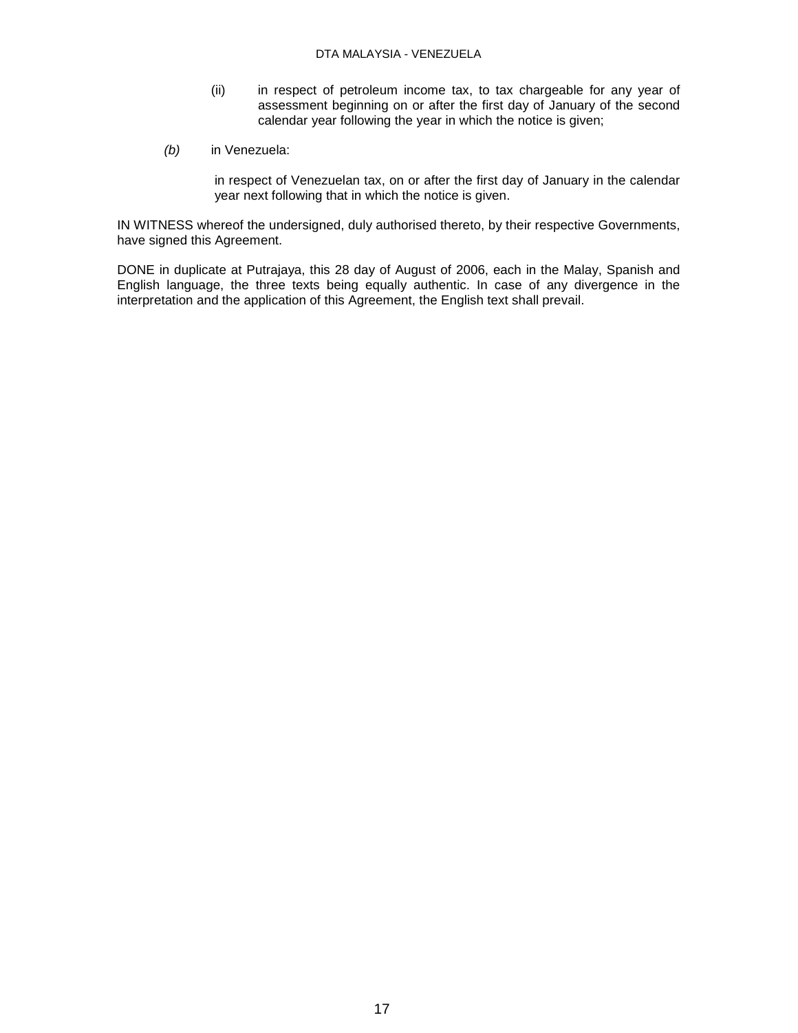(ii) in respect of petroleum income tax, to tax chargeable for any year of assessment beginning on or after the first day of January of the second calendar year following the year in which the notice is given;

*(b)* in Venezuela:

in respect of Venezuelan tax, on or after the first day of January in the calendar year next following that in which the notice is given.

IN WITNESS whereof the undersigned, duly authorised thereto, by their respective Governments, have signed this Agreement.

DONE in duplicate at Putrajaya, this 28 day of August of 2006, each in the Malay, Spanish and English language, the three texts being equally authentic. In case of any divergence in the interpretation and the application of this Agreement, the English text shall prevail.